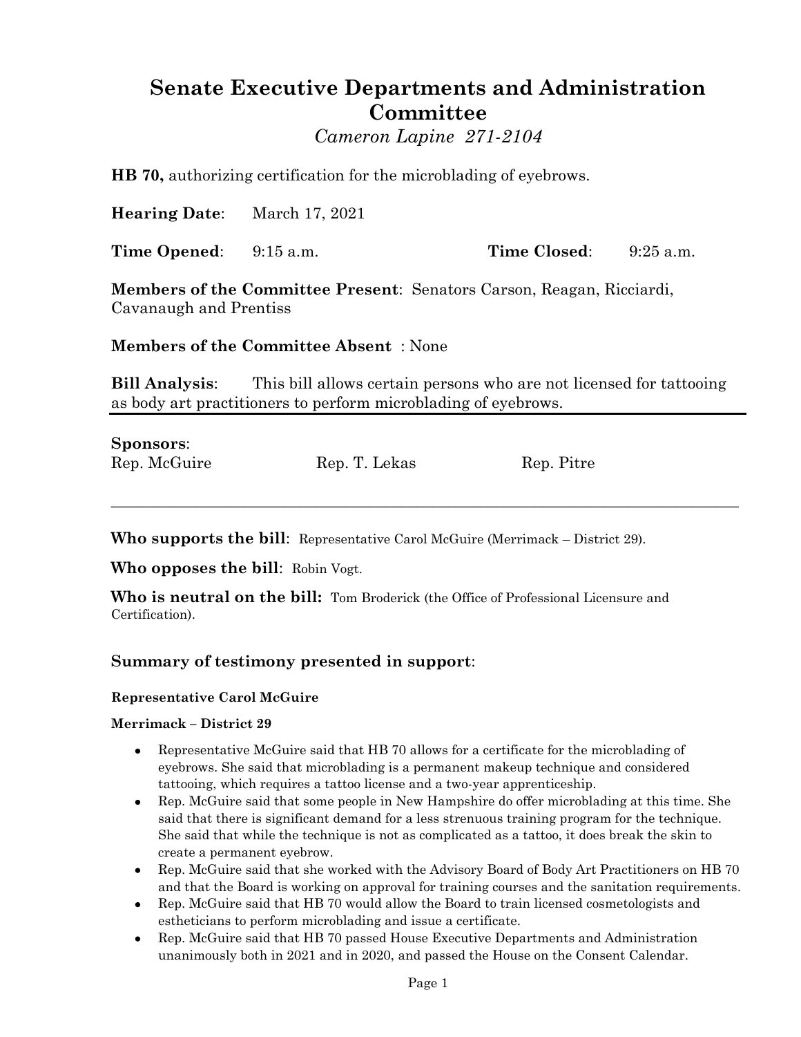# Senate Executive Departments and Administration Committee

*Cameron Lapine 271-2104*

**HB 70,** authorizing certification for the microblading of eyebrows.

**Hearing Date**: March 17, 2021

**Time Opened**: 9:15 a.m. **Time Closed**: 9:25 a.m.

**Members of the Committee Present**: Senators Carson, Reagan, Ricciardi, Cavanaugh and Prentiss

**Members of the Committee Absent** : None

**Bill Analysis**: This bill allows certain persons who are not licensed for tattooing as body art practitioners to perform microblading of eyebrows.

---

**Sponsors**:

Rep. McGuire  Rep. T. Lekas  Rep. Pitre

---

**Who supports the bill**: Representative Carol McGuire (Merrimack – District 29).

**Who opposes the bill**: Robin Vogt.

**Who is neutral on the bill:** Tom Broderick (the Office of Professional Licensure and Certification).

## Summary of testimony presented in support:

**Representative Carol McGuire**

**Merrimack – District 29**

- Representative McGuire said that HB 70 allows for a certificate for the microblading of eyebrows. She said that microblading is a permanent makeup technique and considered tattooing, which requires a tattoo license and a two-year apprenticeship.
- Rep. McGuire said that some people in New Hampshire do offer microblading at this time. She said that there is significant demand for a less strenuous training program for the technique. She said that while the technique is not as complicated as a tattoo, it does break the skin to create a permanent eyebrow.
- Rep. McGuire said that she worked with the Advisory Board of Body Art Practitioners on HB 70 and that the Board is working on approval for training courses and the sanitation requirements.
- Rep. McGuire said that HB 70 would allow the Board to train licensed cosmetologists and estheticians to perform microblading and issue a certificate.
- Rep. McGuire said that HB 70 passed House Executive Departments and Administration unanimously both in 2021 and in 2020, and passed the House on the Consent Calendar.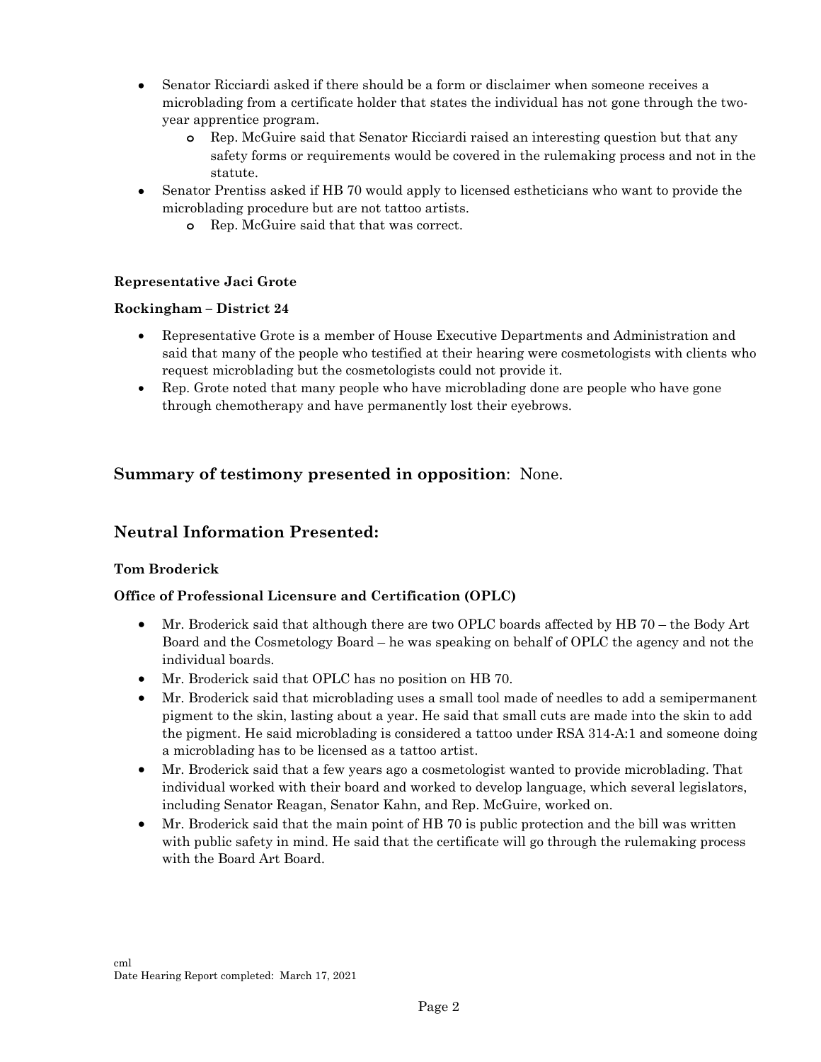- Senator Ricciardi asked if there should be a form or disclaimer when someone receives a microblading from a certificate holder that states the individual has not gone through the two-year apprentice program.
  - Rep. McGuire said that Senator Ricciardi raised an interesting question but that any safety forms or requirements would be covered in the rulemaking process and not in the statute.
- Senator Prentiss asked if HB 70 would apply to licensed estheticians who want to provide the microblading procedure but are not tattoo artists.
  - Rep. McGuire said that that was correct.

**Representative Jaci Grote**

**Rockingham – District 24**

- Representative Grote is a member of House Executive Departments and Administration and said that many of the people who testified at their hearing were cosmetologists with clients who request microblading but the cosmetologists could not provide it.
- Rep. Grote noted that many people who have microblading done are people who have gone through chemotherapy and have permanently lost their eyebrows.

## **Summary of testimony presented in opposition**: None.

## **Neutral Information Presented:**

**Tom Broderick**

**Office of Professional Licensure and Certification (OPLC)**

- Mr. Broderick said that although there are two OPLC boards affected by HB 70 – the Body Art Board and the Cosmetology Board – he was speaking on behalf of OPLC the agency and not the individual boards.
- Mr. Broderick said that OPLC has no position on HB 70.
- Mr. Broderick said that microblading uses a small tool made of needles to add a semipermanent pigment to the skin, lasting about a year. He said that small cuts are made into the skin to add the pigment. He said microblading is considered a tattoo under RSA 314-A:1 and someone doing a microblading has to be licensed as a tattoo artist.
- Mr. Broderick said that a few years ago a cosmetologist wanted to provide microblading. That individual worked with their board and worked to develop language, which several legislators, including Senator Reagan, Senator Kahn, and Rep. McGuire, worked on.
- Mr. Broderick said that the main point of HB 70 is public protection and the bill was written with public safety in mind. He said that the certificate will go through the rulemaking process with the Board Art Board.

cml
Date Hearing Report completed: March 17, 2021